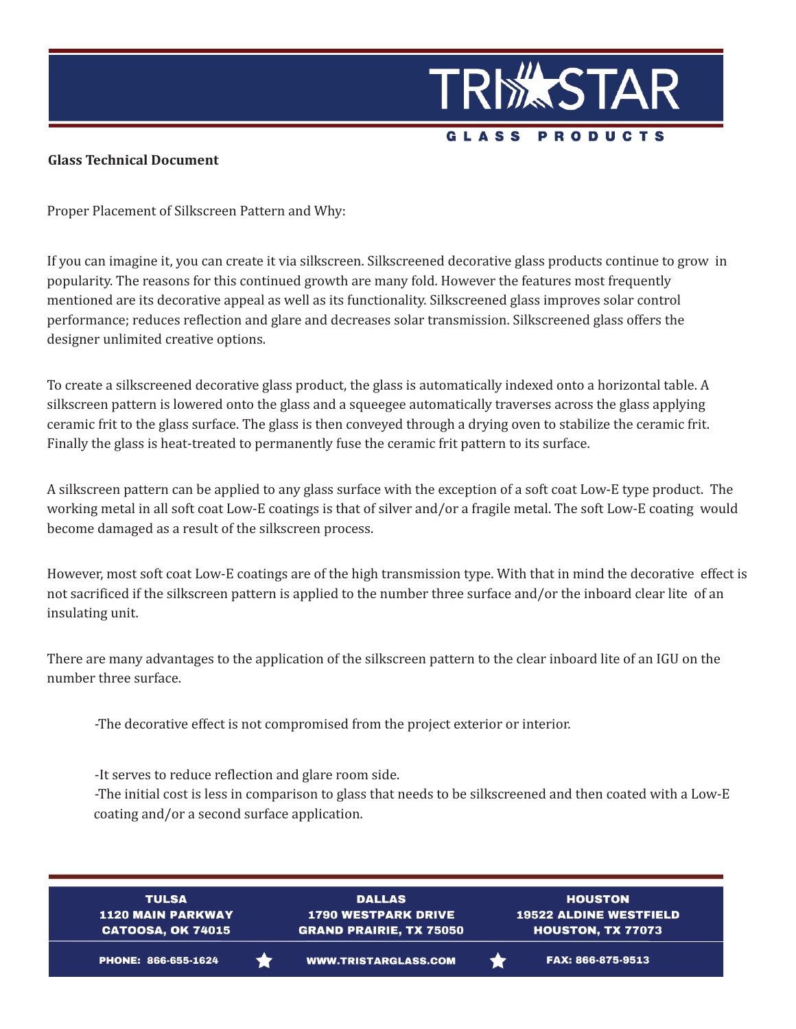**Glass Technical Document**

Proper Placement of Silkscreen Pattern and Why:

If you can imagine it, you can create it via silkscreen. Silkscreened decorative glass products continue to grow in popularity. The reasons for this continued growth are many fold. However the features most frequently mentioned are its decorative appeal as well as its functionality. Silkscreened glass improves solar control performance; reduces reflection and glare and decreases solar transmission. Silkscreened glass offers the designer unlimited creative options.

To create a silkscreened decorative glass product, the glass is automatically indexed onto a horizontal table. A silkscreen pattern is lowered onto the glass and a squeegee automatically traverses across the glass applying ceramic frit to the glass surface. The glass is then conveyed through a drying oven to stabilize the ceramic frit. Finally the glass is heat-treated to permanently fuse the ceramic frit pattern to its surface.

A silkscreen pattern can be applied to any glass surface with the exception of a soft coat Low-E type product. The working metal in all soft coat Low-E coatings is that of silver and/or a fragile metal. The soft Low-E coating would become damaged as a result of the silkscreen process.

However, most soft coat Low-E coatings are of the high transmission type. With that in mind the decorative effect is not sacrificed if the silkscreen pattern is applied to the number three surface and/or the inboard clear lite of an insulating unit.

There are many advantages to the application of the silkscreen pattern to the clear inboard lite of an IGU on the number three surface.

- The decorative effect is not compromised from the project exterior or interior.
- It serves to reduce reflection and glare room side.
- The initial cost is less in comparison to glass that needs to be silkscreened and then coated with a Low-E coating and/or a second surface application.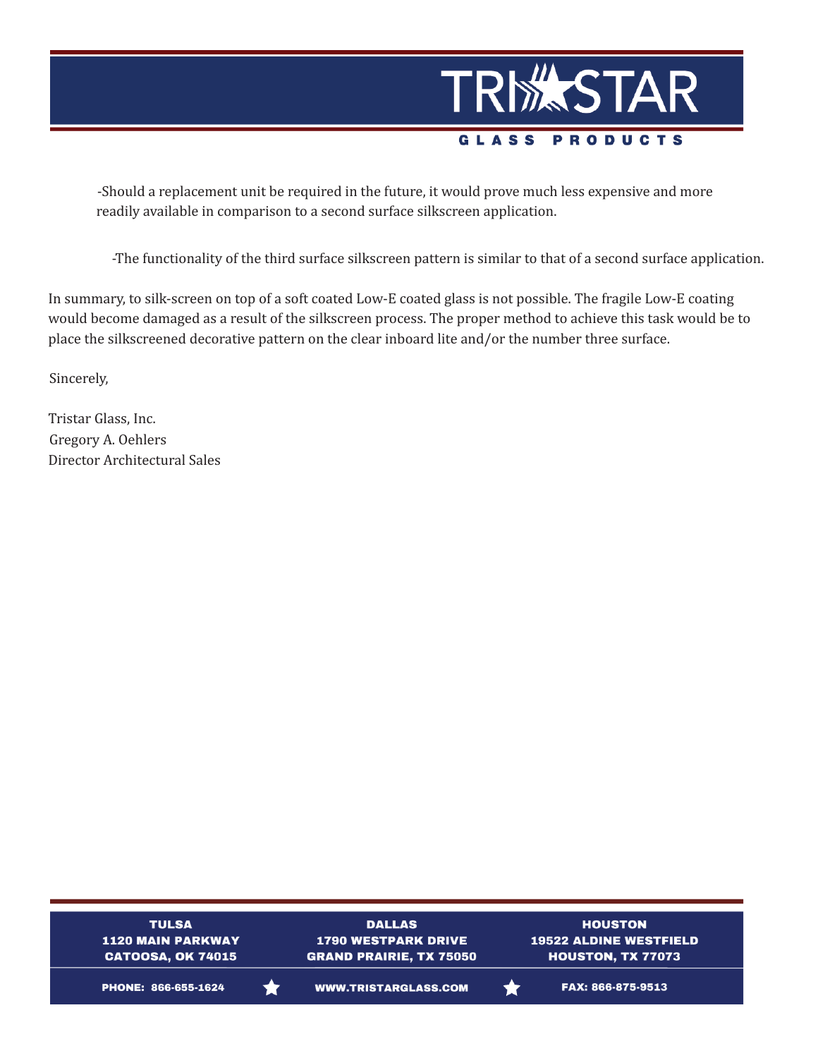-Should a replacement unit be required in the future, it would prove much less expensive and more readily available in comparison to a second surface silkscreen application.

-The functionality of the third surface silkscreen pattern is similar to that of a second surface application.

In summary, to silk-screen on top of a soft coated Low-E coated glass is not possible. The fragile Low-E coating would become damaged as a result of the silkscreen process. The proper method to achieve this task would be to place the silkscreened decorative pattern on the clear inboard lite and/or the number three surface.

Sincerely,

Tristar Glass, Inc.
Gregory A. Oehlers
Director Architectural Sales